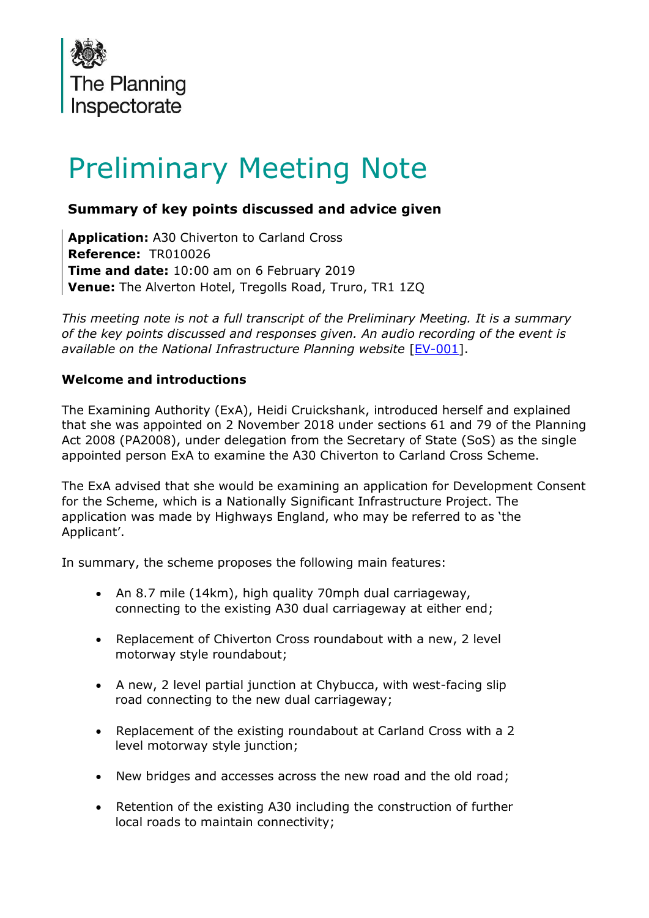The Planning Inspectorate

# Preliminary Meeting Note

## Summary of key points discussed and advice given

**Application:** A30 Chiverton to Carland Cross
**Reference:** TR010026
**Time and date:** 10:00 am on 6 February 2019
**Venue:** The Alverton Hotel, Tregolls Road, Truro, TR1 1ZQ

*This meeting note is not a full transcript of the Preliminary Meeting. It is a summary of the key points discussed and responses given. An audio recording of the event is available on the National Infrastructure Planning website* [EV-001].

**Welcome and introductions**

The Examining Authority (ExA), Heidi Cruickshank, introduced herself and explained that she was appointed on 2 November 2018 under sections 61 and 79 of the Planning Act 2008 (PA2008), under delegation from the Secretary of State (SoS) as the single appointed person ExA to examine the A30 Chiverton to Carland Cross Scheme.

The ExA advised that she would be examining an application for Development Consent for the Scheme, which is a Nationally Significant Infrastructure Project. The application was made by Highways England, who may be referred to as 'the Applicant'.

In summary, the scheme proposes the following main features:

- An 8.7 mile (14km), high quality 70mph dual carriageway, connecting to the existing A30 dual carriageway at either end;
- Replacement of Chiverton Cross roundabout with a new, 2 level motorway style roundabout;
- A new, 2 level partial junction at Chybucca, with west-facing slip road connecting to the new dual carriageway;
- Replacement of the existing roundabout at Carland Cross with a 2 level motorway style junction;
- New bridges and accesses across the new road and the old road;
- Retention of the existing A30 including the construction of further local roads to maintain connectivity;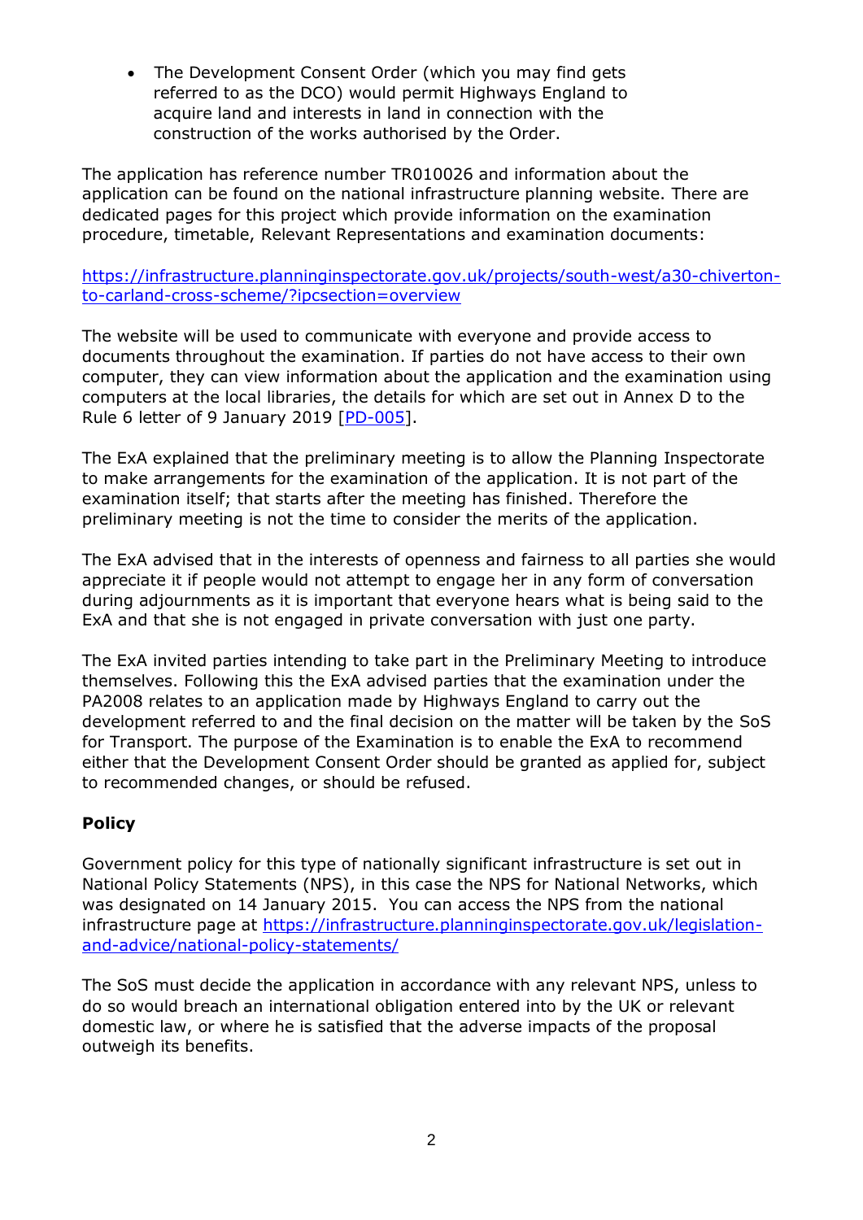- The Development Consent Order (which you may find gets referred to as the DCO) would permit Highways England to acquire land and interests in land in connection with the construction of the works authorised by the Order.

The application has reference number TR010026 and information about the application can be found on the national infrastructure planning website. There are dedicated pages for this project which provide information on the examination procedure, timetable, Relevant Representations and examination documents:

[https://infrastructure.planninginspectorate.gov.uk/projects/south-west/a30-chiverton-to-carland-cross-scheme/?ipcsection=overview](https://infrastructure.planninginspectorate.gov.uk/projects/south-west/a30-chiverton-to-carland-cross-scheme/?ipcsection=overview)

The website will be used to communicate with everyone and provide access to documents throughout the examination. If parties do not have access to their own computer, they can view information about the application and the examination using computers at the local libraries, the details for which are set out in Annex D to the Rule 6 letter of 9 January 2019 [PD-005].

The ExA explained that the preliminary meeting is to allow the Planning Inspectorate to make arrangements for the examination of the application. It is not part of the examination itself; that starts after the meeting has finished. Therefore the preliminary meeting is not the time to consider the merits of the application.

The ExA advised that in the interests of openness and fairness to all parties she would appreciate it if people would not attempt to engage her in any form of conversation during adjournments as it is important that everyone hears what is being said to the ExA and that she is not engaged in private conversation with just one party.

The ExA invited parties intending to take part in the Preliminary Meeting to introduce themselves. Following this the ExA advised parties that the examination under the PA2008 relates to an application made by Highways England to carry out the development referred to and the final decision on the matter will be taken by the SoS for Transport. The purpose of the Examination is to enable the ExA to recommend either that the Development Consent Order should be granted as applied for, subject to recommended changes, or should be refused.

**Policy**

Government policy for this type of nationally significant infrastructure is set out in National Policy Statements (NPS), in this case the NPS for National Networks, which was designated on 14 January 2015. You can access the NPS from the national infrastructure page at [https://infrastructure.planninginspectorate.gov.uk/legislation-and-advice/national-policy-statements/](https://infrastructure.planninginspectorate.gov.uk/legislation-and-advice/national-policy-statements/)

The SoS must decide the application in accordance with any relevant NPS, unless to do so would breach an international obligation entered into by the UK or relevant domestic law, or where he is satisfied that the adverse impacts of the proposal outweigh its benefits.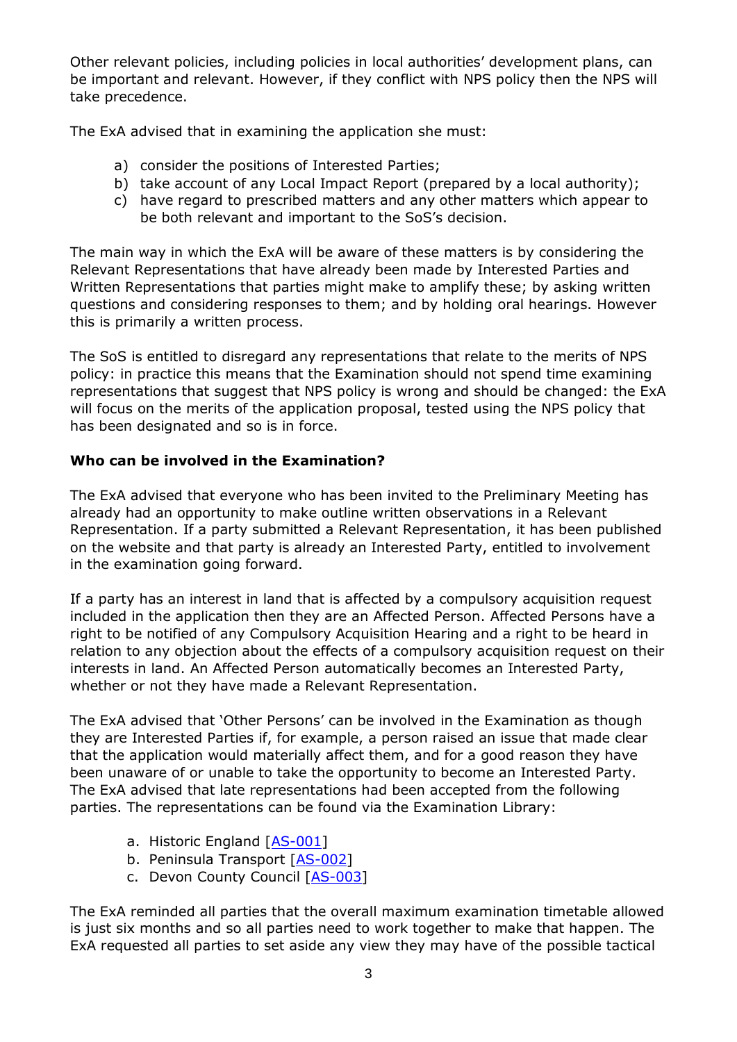Other relevant policies, including policies in local authorities' development plans, can be important and relevant. However, if they conflict with NPS policy then the NPS will take precedence.

The ExA advised that in examining the application she must:

a) consider the positions of Interested Parties;
b) take account of any Local Impact Report (prepared by a local authority);
c) have regard to prescribed matters and any other matters which appear to be both relevant and important to the SoS's decision.

The main way in which the ExA will be aware of these matters is by considering the Relevant Representations that have already been made by Interested Parties and Written Representations that parties might make to amplify these; by asking written questions and considering responses to them; and by holding oral hearings. However this is primarily a written process.

The SoS is entitled to disregard any representations that relate to the merits of NPS policy: in practice this means that the Examination should not spend time examining representations that suggest that NPS policy is wrong and should be changed: the ExA will focus on the merits of the application proposal, tested using the NPS policy that has been designated and so is in force.

**Who can be involved in the Examination?**

The ExA advised that everyone who has been invited to the Preliminary Meeting has already had an opportunity to make outline written observations in a Relevant Representation. If a party submitted a Relevant Representation, it has been published on the website and that party is already an Interested Party, entitled to involvement in the examination going forward.

If a party has an interest in land that is affected by a compulsory acquisition request included in the application then they are an Affected Person. Affected Persons have a right to be notified of any Compulsory Acquisition Hearing and a right to be heard in relation to any objection about the effects of a compulsory acquisition request on their interests in land. An Affected Person automatically becomes an Interested Party, whether or not they have made a Relevant Representation.

The ExA advised that 'Other Persons' can be involved in the Examination as though they are Interested Parties if, for example, a person raised an issue that made clear that the application would materially affect them, and for a good reason they have been unaware of or unable to take the opportunity to become an Interested Party. The ExA advised that late representations had been accepted from the following parties. The representations can be found via the Examination Library:

a. Historic England [AS-001]
b. Peninsula Transport [AS-002]
c. Devon County Council [AS-003]

The ExA reminded all parties that the overall maximum examination timetable allowed is just six months and so all parties need to work together to make that happen. The ExA requested all parties to set aside any view they may have of the possible tactical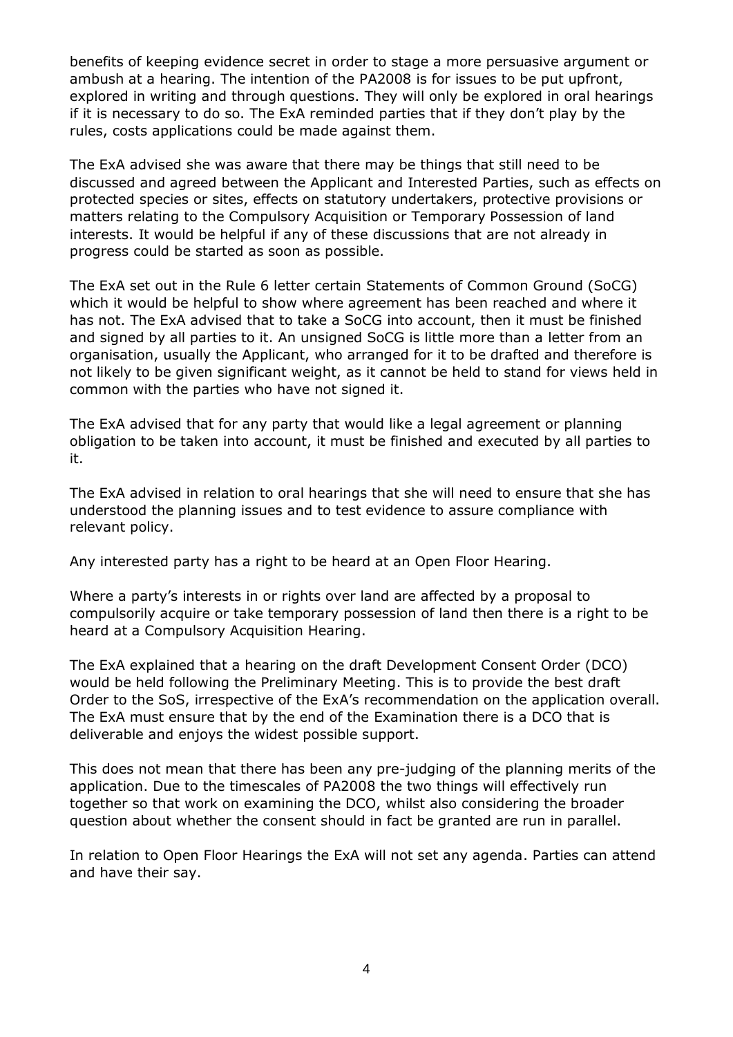benefits of keeping evidence secret in order to stage a more persuasive argument or ambush at a hearing. The intention of the PA2008 is for issues to be put upfront, explored in writing and through questions. They will only be explored in oral hearings if it is necessary to do so. The ExA reminded parties that if they don't play by the rules, costs applications could be made against them.

The ExA advised she was aware that there may be things that still need to be discussed and agreed between the Applicant and Interested Parties, such as effects on protected species or sites, effects on statutory undertakers, protective provisions or matters relating to the Compulsory Acquisition or Temporary Possession of land interests. It would be helpful if any of these discussions that are not already in progress could be started as soon as possible.

The ExA set out in the Rule 6 letter certain Statements of Common Ground (SoCG) which it would be helpful to show where agreement has been reached and where it has not. The ExA advised that to take a SoCG into account, then it must be finished and signed by all parties to it. An unsigned SoCG is little more than a letter from an organisation, usually the Applicant, who arranged for it to be drafted and therefore is not likely to be given significant weight, as it cannot be held to stand for views held in common with the parties who have not signed it.

The ExA advised that for any party that would like a legal agreement or planning obligation to be taken into account, it must be finished and executed by all parties to it.

The ExA advised in relation to oral hearings that she will need to ensure that she has understood the planning issues and to test evidence to assure compliance with relevant policy.

Any interested party has a right to be heard at an Open Floor Hearing.

Where a party's interests in or rights over land are affected by a proposal to compulsorily acquire or take temporary possession of land then there is a right to be heard at a Compulsory Acquisition Hearing.

The ExA explained that a hearing on the draft Development Consent Order (DCO) would be held following the Preliminary Meeting. This is to provide the best draft Order to the SoS, irrespective of the ExA's recommendation on the application overall. The ExA must ensure that by the end of the Examination there is a DCO that is deliverable and enjoys the widest possible support.

This does not mean that there has been any pre-judging of the planning merits of the application. Due to the timescales of PA2008 the two things will effectively run together so that work on examining the DCO, whilst also considering the broader question about whether the consent should in fact be granted are run in parallel.

In relation to Open Floor Hearings the ExA will not set any agenda. Parties can attend and have their say.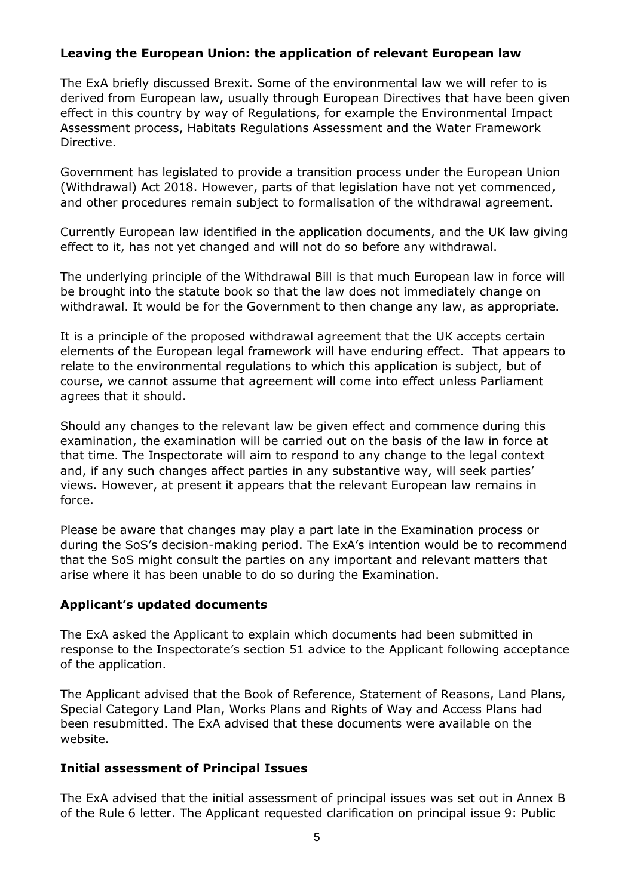**Leaving the European Union: the application of relevant European law**

The ExA briefly discussed Brexit. Some of the environmental law we will refer to is derived from European law, usually through European Directives that have been given effect in this country by way of Regulations, for example the Environmental Impact Assessment process, Habitats Regulations Assessment and the Water Framework Directive.

Government has legislated to provide a transition process under the European Union (Withdrawal) Act 2018. However, parts of that legislation have not yet commenced, and other procedures remain subject to formalisation of the withdrawal agreement.

Currently European law identified in the application documents, and the UK law giving effect to it, has not yet changed and will not do so before any withdrawal.

The underlying principle of the Withdrawal Bill is that much European law in force will be brought into the statute book so that the law does not immediately change on withdrawal. It would be for the Government to then change any law, as appropriate.

It is a principle of the proposed withdrawal agreement that the UK accepts certain elements of the European legal framework will have enduring effect. That appears to relate to the environmental regulations to which this application is subject, but of course, we cannot assume that agreement will come into effect unless Parliament agrees that it should.

Should any changes to the relevant law be given effect and commence during this examination, the examination will be carried out on the basis of the law in force at that time. The Inspectorate will aim to respond to any change to the legal context and, if any such changes affect parties in any substantive way, will seek parties' views. However, at present it appears that the relevant European law remains in force.

Please be aware that changes may play a part late in the Examination process or during the SoS's decision-making period. The ExA's intention would be to recommend that the SoS might consult the parties on any important and relevant matters that arise where it has been unable to do so during the Examination.

**Applicant's updated documents**

The ExA asked the Applicant to explain which documents had been submitted in response to the Inspectorate's section 51 advice to the Applicant following acceptance of the application.

The Applicant advised that the Book of Reference, Statement of Reasons, Land Plans, Special Category Land Plan, Works Plans and Rights of Way and Access Plans had been resubmitted. The ExA advised that these documents were available on the website.

**Initial assessment of Principal Issues**

The ExA advised that the initial assessment of principal issues was set out in Annex B of the Rule 6 letter. The Applicant requested clarification on principal issue 9: Public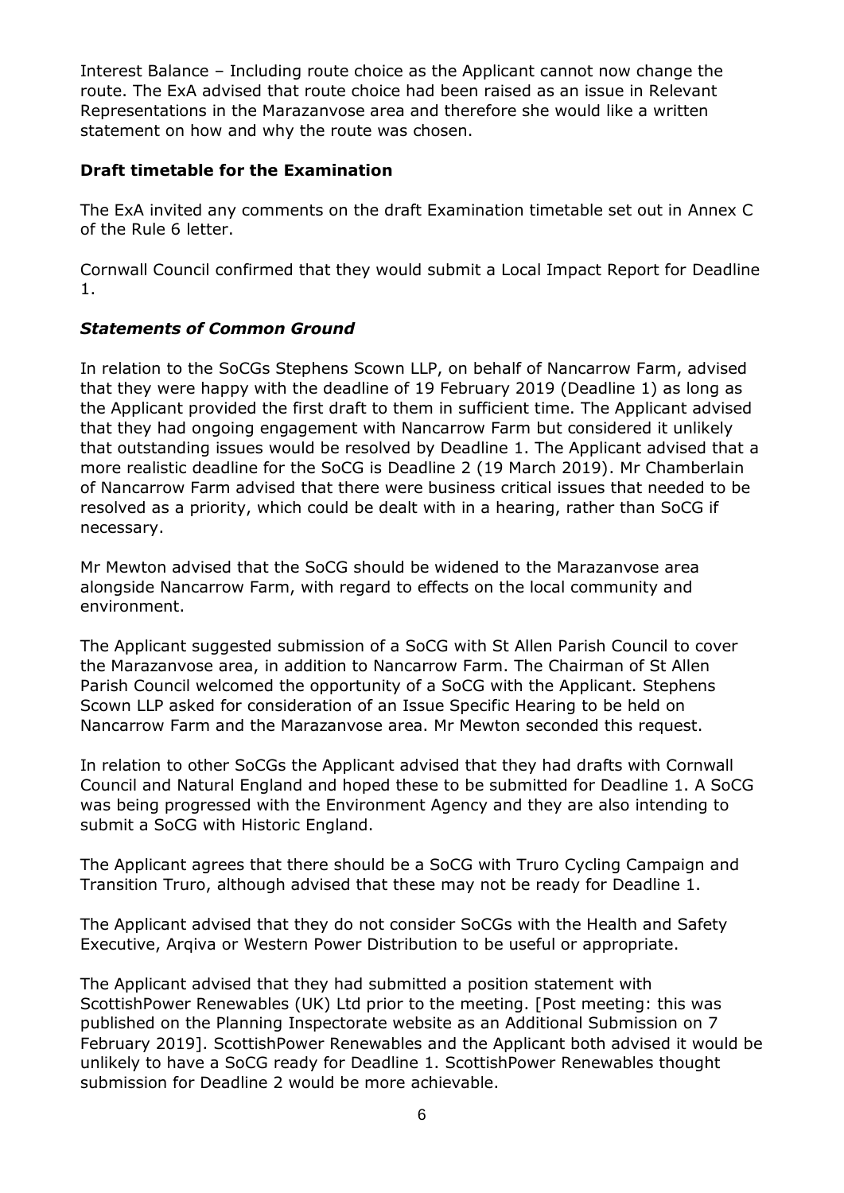Interest Balance – Including route choice as the Applicant cannot now change the route. The ExA advised that route choice had been raised as an issue in Relevant Representations in the Marazanvose area and therefore she would like a written statement on how and why the route was chosen.

**Draft timetable for the Examination**

The ExA invited any comments on the draft Examination timetable set out in Annex C of the Rule 6 letter.

Cornwall Council confirmed that they would submit a Local Impact Report for Deadline 1.

***Statements of Common Ground***

In relation to the SoCGs Stephens Scown LLP, on behalf of Nancarrow Farm, advised that they were happy with the deadline of 19 February 2019 (Deadline 1) as long as the Applicant provided the first draft to them in sufficient time. The Applicant advised that they had ongoing engagement with Nancarrow Farm but considered it unlikely that outstanding issues would be resolved by Deadline 1. The Applicant advised that a more realistic deadline for the SoCG is Deadline 2 (19 March 2019). Mr Chamberlain of Nancarrow Farm advised that there were business critical issues that needed to be resolved as a priority, which could be dealt with in a hearing, rather than SoCG if necessary.

Mr Mewton advised that the SoCG should be widened to the Marazanvose area alongside Nancarrow Farm, with regard to effects on the local community and environment.

The Applicant suggested submission of a SoCG with St Allen Parish Council to cover the Marazanvose area, in addition to Nancarrow Farm. The Chairman of St Allen Parish Council welcomed the opportunity of a SoCG with the Applicant. Stephens Scown LLP asked for consideration of an Issue Specific Hearing to be held on Nancarrow Farm and the Marazanvose area. Mr Mewton seconded this request.

In relation to other SoCGs the Applicant advised that they had drafts with Cornwall Council and Natural England and hoped these to be submitted for Deadline 1. A SoCG was being progressed with the Environment Agency and they are also intending to submit a SoCG with Historic England.

The Applicant agrees that there should be a SoCG with Truro Cycling Campaign and Transition Truro, although advised that these may not be ready for Deadline 1.

The Applicant advised that they do not consider SoCGs with the Health and Safety Executive, Arqiva or Western Power Distribution to be useful or appropriate.

The Applicant advised that they had submitted a position statement with ScottishPower Renewables (UK) Ltd prior to the meeting. [Post meeting: this was published on the Planning Inspectorate website as an Additional Submission on 7 February 2019]. ScottishPower Renewables and the Applicant both advised it would be unlikely to have a SoCG ready for Deadline 1. ScottishPower Renewables thought submission for Deadline 2 would be more achievable.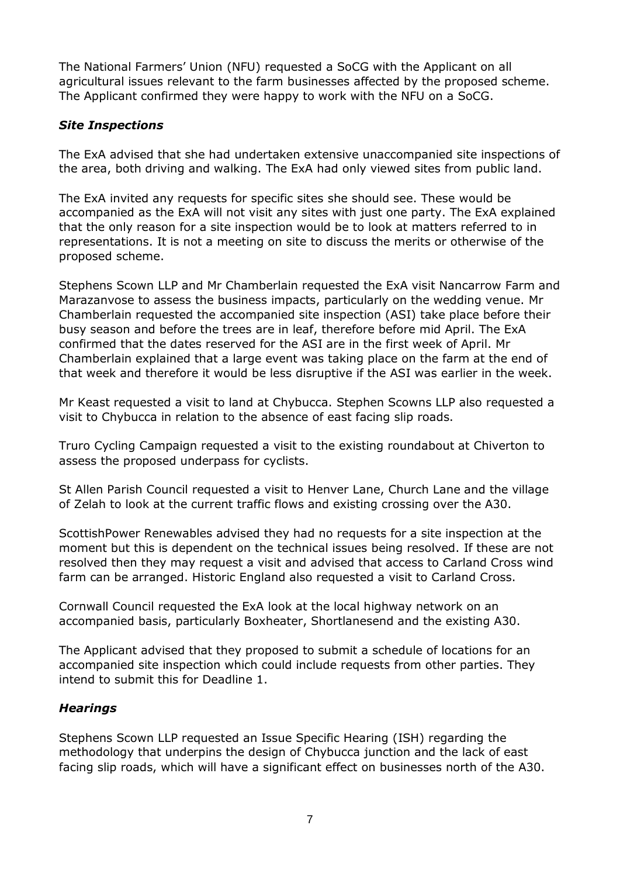The National Farmers' Union (NFU) requested a SoCG with the Applicant on all agricultural issues relevant to the farm businesses affected by the proposed scheme. The Applicant confirmed they were happy to work with the NFU on a SoCG.

### *Site Inspections*

The ExA advised that she had undertaken extensive unaccompanied site inspections of the area, both driving and walking. The ExA had only viewed sites from public land.

The ExA invited any requests for specific sites she should see. These would be accompanied as the ExA will not visit any sites with just one party. The ExA explained that the only reason for a site inspection would be to look at matters referred to in representations. It is not a meeting on site to discuss the merits or otherwise of the proposed scheme.

Stephens Scown LLP and Mr Chamberlain requested the ExA visit Nancarrow Farm and Marazanvose to assess the business impacts, particularly on the wedding venue. Mr Chamberlain requested the accompanied site inspection (ASI) take place before their busy season and before the trees are in leaf, therefore before mid April. The ExA confirmed that the dates reserved for the ASI are in the first week of April. Mr Chamberlain explained that a large event was taking place on the farm at the end of that week and therefore it would be less disruptive if the ASI was earlier in the week.

Mr Keast requested a visit to land at Chybucca. Stephen Scowns LLP also requested a visit to Chybucca in relation to the absence of east facing slip roads.

Truro Cycling Campaign requested a visit to the existing roundabout at Chiverton to assess the proposed underpass for cyclists.

St Allen Parish Council requested a visit to Henver Lane, Church Lane and the village of Zelah to look at the current traffic flows and existing crossing over the A30.

ScottishPower Renewables advised they had no requests for a site inspection at the moment but this is dependent on the technical issues being resolved. If these are not resolved then they may request a visit and advised that access to Carland Cross wind farm can be arranged. Historic England also requested a visit to Carland Cross.

Cornwall Council requested the ExA look at the local highway network on an accompanied basis, particularly Boxheater, Shortlanesend and the existing A30.

The Applicant advised that they proposed to submit a schedule of locations for an accompanied site inspection which could include requests from other parties. They intend to submit this for Deadline 1.

### *Hearings*

Stephens Scown LLP requested an Issue Specific Hearing (ISH) regarding the methodology that underpins the design of Chybucca junction and the lack of east facing slip roads, which will have a significant effect on businesses north of the A30.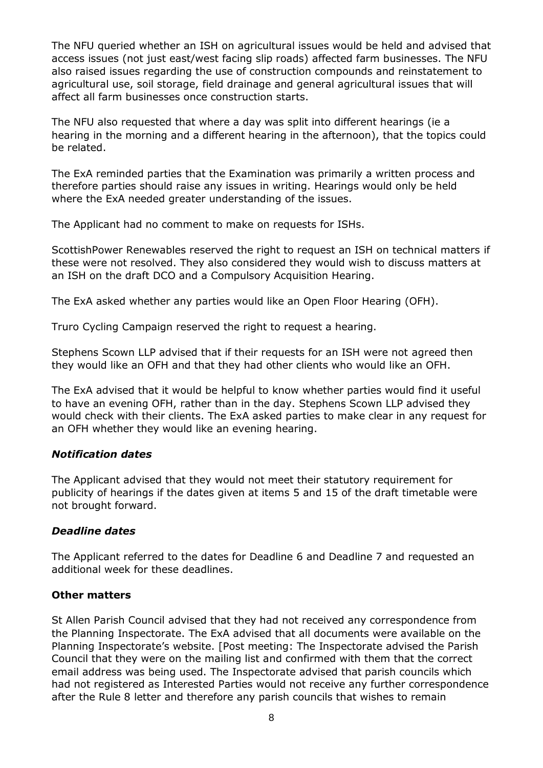The NFU queried whether an ISH on agricultural issues would be held and advised that access issues (not just east/west facing slip roads) affected farm businesses. The NFU also raised issues regarding the use of construction compounds and reinstatement to agricultural use, soil storage, field drainage and general agricultural issues that will affect all farm businesses once construction starts.

The NFU also requested that where a day was split into different hearings (ie a hearing in the morning and a different hearing in the afternoon), that the topics could be related.

The ExA reminded parties that the Examination was primarily a written process and therefore parties should raise any issues in writing. Hearings would only be held where the ExA needed greater understanding of the issues.

The Applicant had no comment to make on requests for ISHs.

ScottishPower Renewables reserved the right to request an ISH on technical matters if these were not resolved. They also considered they would wish to discuss matters at an ISH on the draft DCO and a Compulsory Acquisition Hearing.

The ExA asked whether any parties would like an Open Floor Hearing (OFH).

Truro Cycling Campaign reserved the right to request a hearing.

Stephens Scown LLP advised that if their requests for an ISH were not agreed then they would like an OFH and that they had other clients who would like an OFH.

The ExA advised that it would be helpful to know whether parties would find it useful to have an evening OFH, rather than in the day. Stephens Scown LLP advised they would check with their clients. The ExA asked parties to make clear in any request for an OFH whether they would like an evening hearing.

### *Notification dates*

The Applicant advised that they would not meet their statutory requirement for publicity of hearings if the dates given at items 5 and 15 of the draft timetable were not brought forward.

### *Deadline dates*

The Applicant referred to the dates for Deadline 6 and Deadline 7 and requested an additional week for these deadlines.

### **Other matters**

St Allen Parish Council advised that they had not received any correspondence from the Planning Inspectorate. The ExA advised that all documents were available on the Planning Inspectorate's website. [Post meeting: The Inspectorate advised the Parish Council that they were on the mailing list and confirmed with them that the correct email address was being used. The Inspectorate advised that parish councils which had not registered as Interested Parties would not receive any further correspondence after the Rule 8 letter and therefore any parish councils that wishes to remain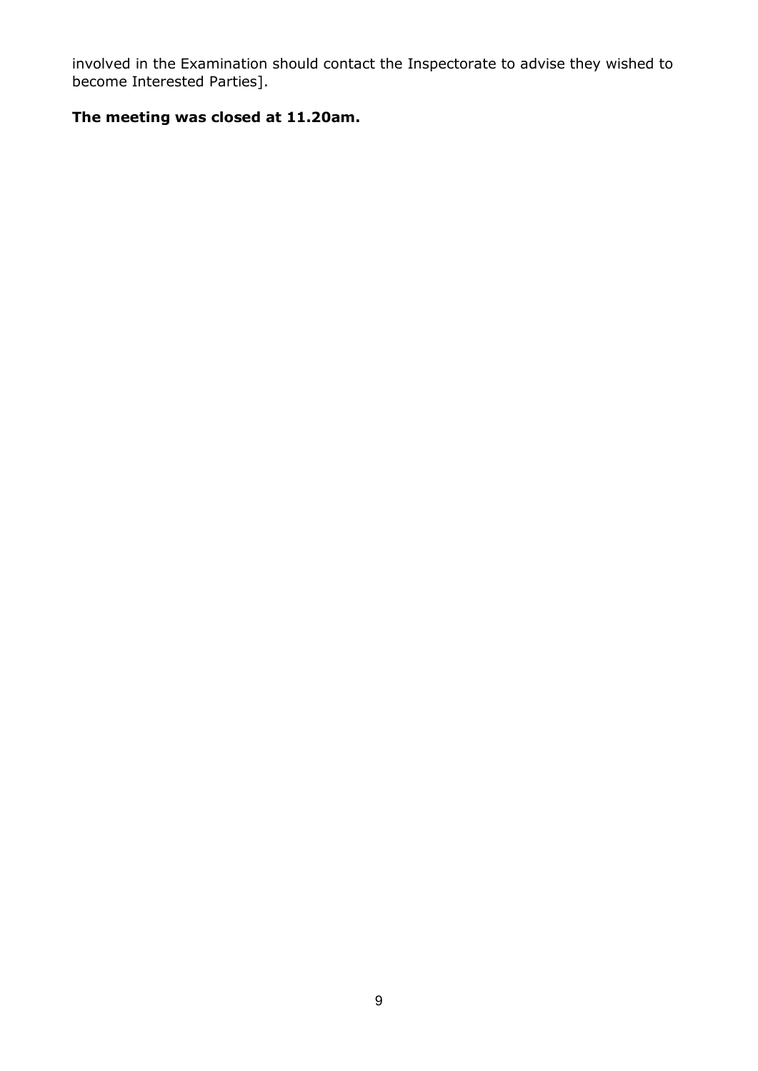involved in the Examination should contact the Inspectorate to advise they wished to become Interested Parties].

**The meeting was closed at 11.20am.**